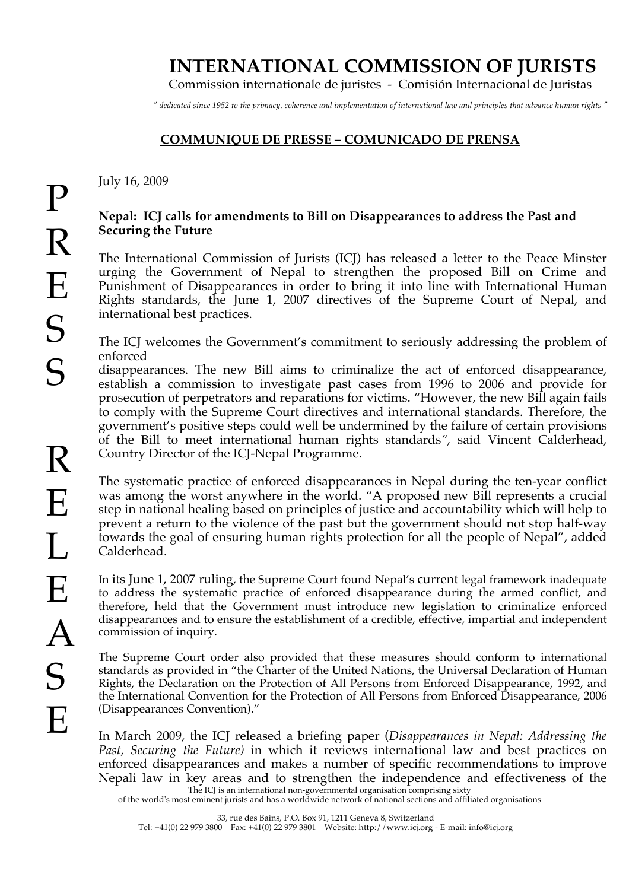# INTERNATIONAL COMMISSION OF JURISTS

Commission internationale de juristes - Comisión Internacional de Juristas

*" dedicated since 1952 to the primacy, coherence and implementation of international law and principles that advance human rights "*

**COMMUNIQUE DE PRESSE – COMUNICADO DE PRENSA**

PRESS RELEASE

July 16, 2009

**Nepal: ICJ calls for amendments to Bill on Disappearances to address the Past and Securing the Future**

The International Commission of Jurists (ICJ) has released a letter to the Peace Minster urging the Government of Nepal to strengthen the proposed Bill on Crime and Punishment of Disappearances in order to bring it into line with International Human Rights standards, the June 1, 2007 directives of the Supreme Court of Nepal, and international best practices.

The ICJ welcomes the Government's commitment to seriously addressing the problem of enforced disappearances. The new Bill aims to criminalize the act of enforced disappearance, establish a commission to investigate past cases from 1996 to 2006 and provide for prosecution of perpetrators and reparations for victims. "However, the new Bill again fails to comply with the Supreme Court directives and international standards. Therefore, the government's positive steps could well be undermined by the failure of certain provisions of the Bill to meet international human rights standards", said Vincent Calderhead, Country Director of the ICJ-Nepal Programme.

The systematic practice of enforced disappearances in Nepal during the ten-year conflict was among the worst anywhere in the world. "A proposed new Bill represents a crucial step in national healing based on principles of justice and accountability which will help to prevent a return to the violence of the past but the government should not stop half-way towards the goal of ensuring human rights protection for all the people of Nepal", added Calderhead.

In its June 1, 2007 ruling, the Supreme Court found Nepal's current legal framework inadequate to address the systematic practice of enforced disappearance during the armed conflict, and therefore, held that the Government must introduce new legislation to criminalize enforced disappearances and to ensure the establishment of a credible, effective, impartial and independent commission of inquiry.

The Supreme Court order also provided that these measures should conform to international standards as provided in "the Charter of the United Nations, the Universal Declaration of Human Rights, the Declaration on the Protection of All Persons from Enforced Disappearance, 1992, and the International Convention for the Protection of All Persons from Enforced Disappearance, 2006 (Disappearances Convention)."

In March 2009, the ICJ released a briefing paper (*Disappearances in Nepal: Addressing the Past, Securing the Future)* in which it reviews international law and best practices on enforced disappearances and makes a number of specific recommendations to improve Nepali law in key areas and to strengthen the independence and effectiveness of the

The ICJ is an international non-governmental organisation comprising sixty of the world's most eminent jurists and has a worldwide network of national sections and affiliated organisations

33, rue des Bains, P.O. Box 91, 1211 Geneva 8, Switzerland
Tel: +41(0) 22 979 3800 – Fax: +41(0) 22 979 3801 – Website: http://www.icj.org - E-mail: info@icj.org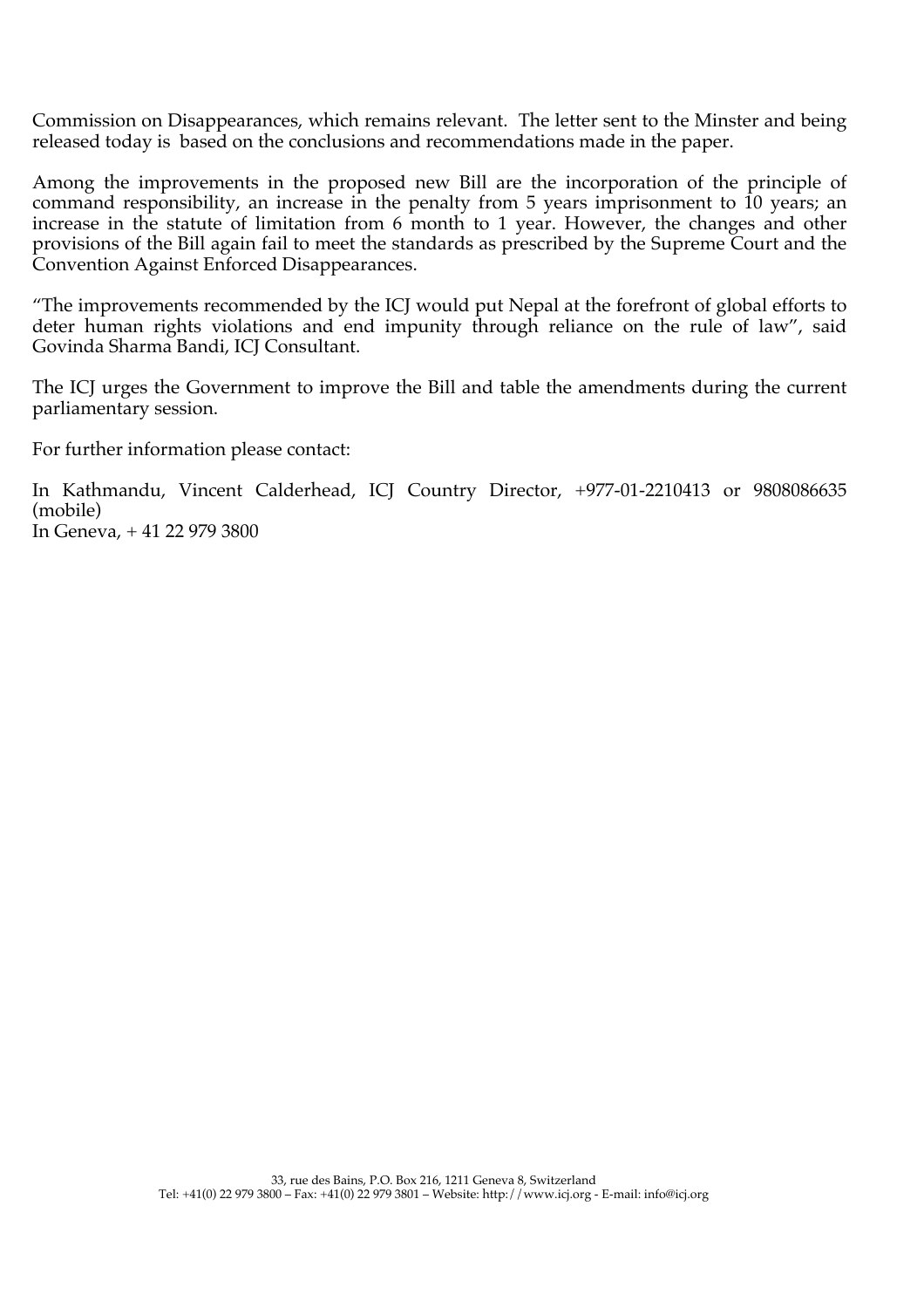Commission on Disappearances, which remains relevant. The letter sent to the Minster and being released today is based on the conclusions and recommendations made in the paper.

Among the improvements in the proposed new Bill are the incorporation of the principle of command responsibility, an increase in the penalty from 5 years imprisonment to 10 years; an increase in the statute of limitation from 6 month to 1 year. However, the changes and other provisions of the Bill again fail to meet the standards as prescribed by the Supreme Court and the Convention Against Enforced Disappearances.

"The improvements recommended by the ICJ would put Nepal at the forefront of global efforts to deter human rights violations and end impunity through reliance on the rule of law", said Govinda Sharma Bandi, ICJ Consultant.

The ICJ urges the Government to improve the Bill and table the amendments during the current parliamentary session.

For further information please contact:

In Kathmandu, Vincent Calderhead, ICJ Country Director, +977-01-2210413 or 9808086635 (mobile)
In Geneva, + 41 22 979 3800

33, rue des Bains, P.O. Box 216, 1211 Geneva 8, Switzerland
Tel: +41(0) 22 979 3800 – Fax: +41(0) 22 979 3801 – Website: http://www.icj.org - E-mail: info@icj.org